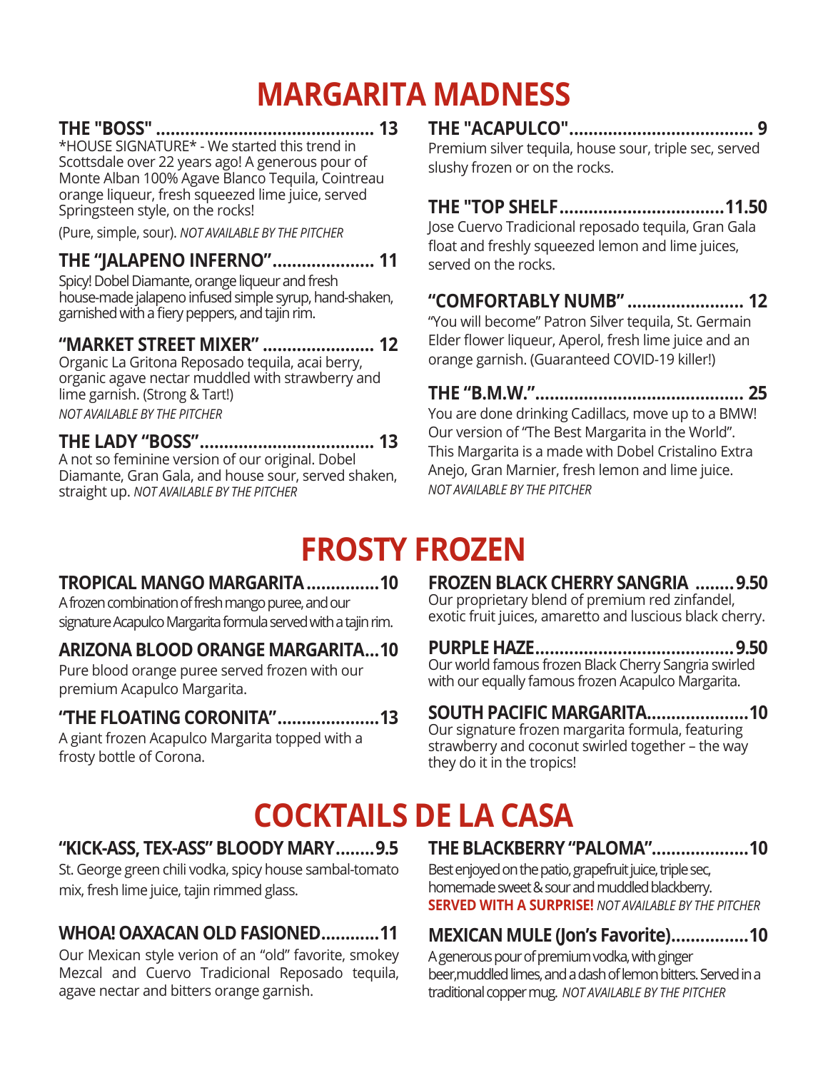# MARGARITA MADNESS

### THE "BOSS" .......................................... 13

*HOUSE SIGNATURE* - We started this trend in Scottsdale over 22 years ago! A generous pour of Monte Alban 100% Agave Blanco Tequila, Cointreau orange liqueur, fresh squeezed lime juice, served Springsteen style, on the rocks!

(Pure, simple, sour). *NOT AVAILABLE BY THE PITCHER*

### THE "JALAPENO INFERNO".................... 11

Spicy! Dobel Diamante, orange liqueur and fresh house-made jalapeno infused simple syrup, hand-shaken, garnished with a fiery peppers, and tajin rim.

### "MARKET STREET MIXER" ...................... 12

Organic La Gritona Reposado tequila, acai berry, organic agave nectar muddled with strawberry and lime garnish. (Strong & Tart!)

*NOT AVAILABLE BY THE PITCHER*

### THE LADY "BOSS".................................. 13

A not so feminine version of our original. Dobel Diamante, Gran Gala, and house sour, served shaken, straight up. *NOT AVAILABLE BY THE PITCHER*

### THE "ACAPULCO".................................... 9

Premium silver tequila, house sour, triple sec, served slushy frozen or on the rocks.

### THE "TOP SHELF.................................11.50

Jose Cuervo Tradicional reposado tequila, Gran Gala float and freshly squeezed lemon and lime juices, served on the rocks.

### "COMFORTABLY NUMB" ....................... 12

"You will become" Patron Silver tequila, St. Germain Elder flower liqueur, Aperol, fresh lime juice and an orange garnish. (Guaranteed COVID-19 killer!)

### THE "B.M.W."......................................... 25

You are done drinking Cadillacs, move up to a BMW! Our version of "The Best Margarita in the World". This Margarita is a made with Dobel Cristalino Extra Anejo, Gran Marnier, fresh lemon and lime juice.

*NOT AVAILABLE BY THE PITCHER*

# FROSTY FROZEN

### TROPICAL MANGO MARGARITA...............10

A frozen combination of fresh mango puree, and our signature Acapulco Margarita formula served with a tajin rim.

### ARIZONA BLOOD ORANGE MARGARITA...10

Pure blood orange puree served frozen with our premium Acapulco Margarita.

### "THE FLOATING CORONITA"....................13

A giant frozen Acapulco Margarita topped with a frosty bottle of Corona.

### FROZEN BLACK CHERRY SANGRIA ........9.50

Our proprietary blend of premium red zinfandel, exotic fruit juices, amaretto and luscious black cherry.

### PURPLE HAZE.......................................9.50

Our world famous frozen Black Cherry Sangria swirled with our equally famous frozen Acapulco Margarita.

### SOUTH PACIFIC MARGARITA....................10

Our signature frozen margarita formula, featuring strawberry and coconut swirled together – the way they do it in the tropics!

# COCKTAILS DE LA CASA

### "KICK-ASS, TEX-ASS" BLOODY MARY........9.5

St. George green chili vodka, spicy house sambal-tomato mix, fresh lime juice, tajin rimmed glass.

### WHOA! OAXACAN OLD FASIONED............11

Our Mexican style verion of an "old" favorite, smokey Mezcal and Cuervo Tradicional Reposado tequila, agave nectar and bitters orange garnish.

### THE BLACKBERRY "PALOMA"...................10

Best enjoyed on the patio, grapefruit juice, triple sec, homemade sweet & sour and muddled blackberry.
**SERVED WITH A SURPRISE!** *NOT AVAILABLE BY THE PITCHER*

### MEXICAN MULE (Jon's Favorite)................10

A generous pour of premium vodka, with ginger beer,muddled limes, and a dash of lemon bitters. Served in a traditional copper mug. *NOT AVAILABLE BY THE PITCHER*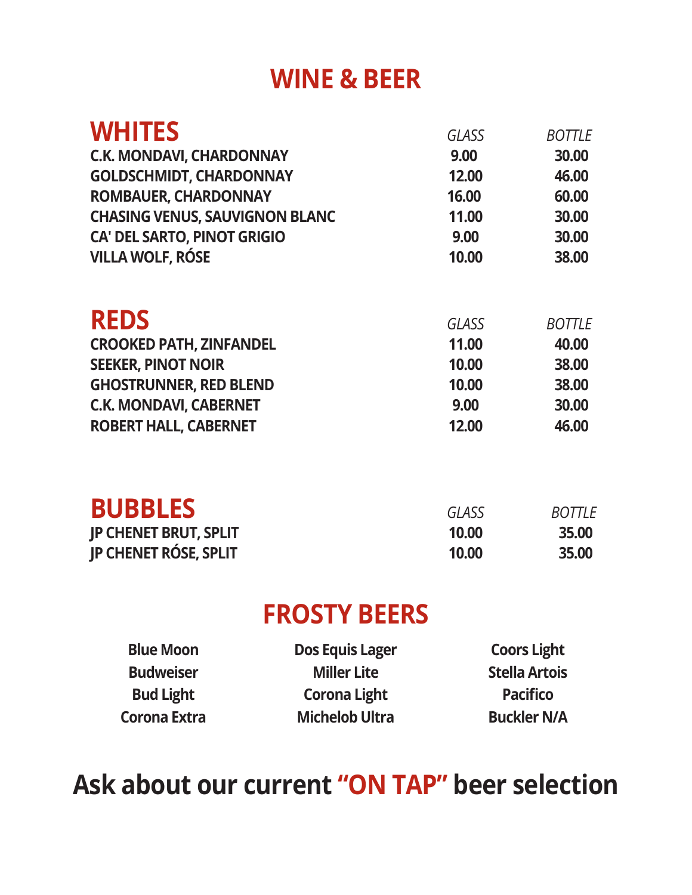# WINE & BEER

## WHITES

| WHITES | GLASS | BOTTLE |
|---|---|---|
| C.K. MONDAVI, CHARDONNAY | 9.00 | 30.00 |
| GOLDSCHMIDT, CHARDONNAY | 12.00 | 46.00 |
| ROMBAUER, CHARDONNAY | 16.00 | 60.00 |
| CHASING VENUS, SAUVIGNON BLANC | 11.00 | 30.00 |
| CA' DEL SARTO, PINOT GRIGIO | 9.00 | 30.00 |
| VILLA WOLF, RÓSE | 10.00 | 38.00 |

## REDS

| REDS | GLASS | BOTTLE |
|---|---|---|
| CROOKED PATH, ZINFANDEL | 11.00 | 40.00 |
| SEEKER, PINOT NOIR | 10.00 | 38.00 |
| GHOSTRUNNER, RED BLEND | 10.00 | 38.00 |
| C.K. MONDAVI, CABERNET | 9.00 | 30.00 |
| ROBERT HALL, CABERNET | 12.00 | 46.00 |

## BUBBLES

| BUBBLES | GLASS | BOTTLE |
|---|---|---|
| JP CHENET BRUT, SPLIT | 10.00 | 35.00 |
| JP CHENET RÓSE, SPLIT | 10.00 | 35.00 |

## FROSTY BEERS

- Blue Moon
- Budweiser
- Bud Light
- Corona Extra
- Dos Equis Lager
- Miller Lite
- Corona Light
- Michelob Ultra
- Coors Light
- Stella Artois
- Pacifico
- Buckler N/A

**Ask about our current "ON TAP" beer selection**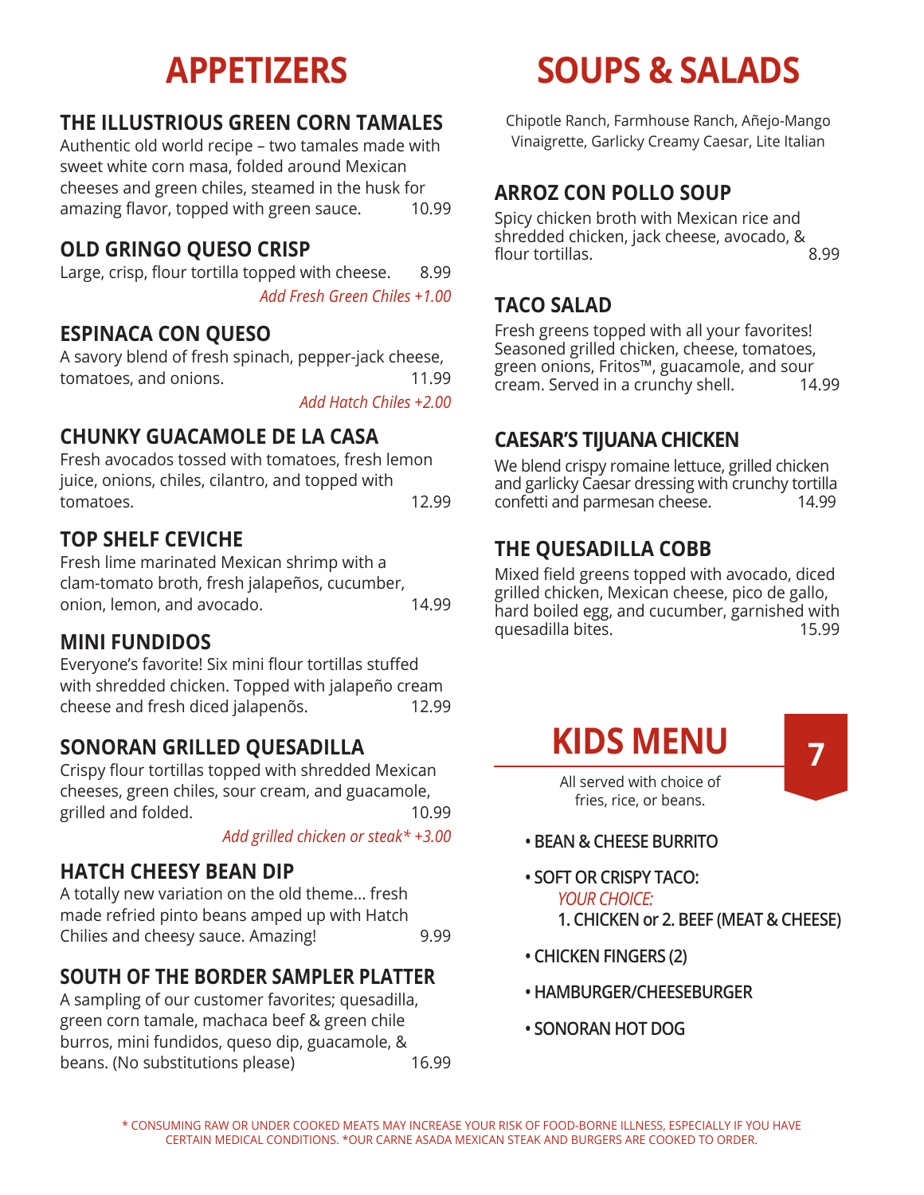# APPETIZERS

### THE ILLUSTRIOUS GREEN CORN TAMALES

Authentic old world recipe – two tamales made with sweet white corn masa, folded around Mexican cheeses and green chiles, steamed in the husk for amazing flavor, topped with green sauce. 10.99

### OLD GRINGO QUESO CRISP

Large, crisp, flour tortilla topped with cheese. 8.99

*Add Fresh Green Chiles +1.00*

### ESPINACA CON QUESO

A savory blend of fresh spinach, pepper-jack cheese, tomatoes, and onions. 11.99

*Add Hatch Chiles +2.00*

### CHUNKY GUACAMOLE DE LA CASA

Fresh avocados tossed with tomatoes, fresh lemon juice, onions, chiles, cilantro, and topped with tomatoes. 12.99

### TOP SHELF CEVICHE

Fresh lime marinated Mexican shrimp with a clam-tomato broth, fresh jalapeños, cucumber, onion, lemon, and avocado. 14.99

### MINI FUNDIDOS

Everyone's favorite! Six mini flour tortillas stuffed with shredded chicken. Topped with jalapeño cream cheese and fresh diced jalapenõs. 12.99

### SONORAN GRILLED QUESADILLA

Crispy flour tortillas topped with shredded Mexican cheeses, green chiles, sour cream, and guacamole, grilled and folded. 10.99

*Add grilled chicken or steak* +3.00*

### HATCH CHEESY BEAN DIP

A totally new variation on the old theme... fresh made refried pinto beans amped up with Hatch Chilies and cheesy sauce. Amazing! 9.99

### SOUTH OF THE BORDER SAMPLER PLATTER

A sampling of our customer favorites; quesadilla, green corn tamale, machaca beef & green chile burros, mini fundidos, queso dip, guacamole, & beans. (No substitutions please) 16.99

# SOUPS & SALADS

Chipotle Ranch, Farmhouse Ranch, Añejo-Mango Vinaigrette, Garlicky Creamy Caesar, Lite Italian

### ARROZ CON POLLO SOUP

Spicy chicken broth with Mexican rice and shredded chicken, jack cheese, avocado, & flour tortillas. 8.99

### TACO SALAD

Fresh greens topped with all your favorites! Seasoned grilled chicken, cheese, tomatoes, green onions, Fritos™, guacamole, and sour cream. Served in a crunchy shell. 14.99

### CAESAR'S TIJUANA CHICKEN

We blend crispy romaine lettuce, grilled chicken and garlicky Caesar dressing with crunchy tortilla confetti and parmesan cheese. 14.99

### THE QUESADILLA COBB

Mixed field greens topped with avocado, diced grilled chicken, Mexican cheese, pico de gallo, hard boiled egg, and cucumber, garnished with quesadilla bites. 15.99

# KIDS MENU

**7**

All served with choice of fries, rice, or beans.

- **BEAN & CHEESE BURRITO**
- **SOFT OR CRISPY TACO:**
  *YOUR CHOICE:*
  **1. CHICKEN or 2. BEEF (MEAT & CHEESE)**
- **CHICKEN FINGERS (2)**
- **HAMBURGER/CHEESEBURGER**
- **SONORAN HOT DOG**

* CONSUMING RAW OR UNDER COOKED MEATS MAY INCREASE YOUR RISK OF FOOD-BORNE ILLNESS, ESPECIALLY IF YOU HAVE CERTAIN MEDICAL CONDITIONS. *OUR CARNE ASADA MEXICAN STEAK AND BURGERS ARE COOKED TO ORDER.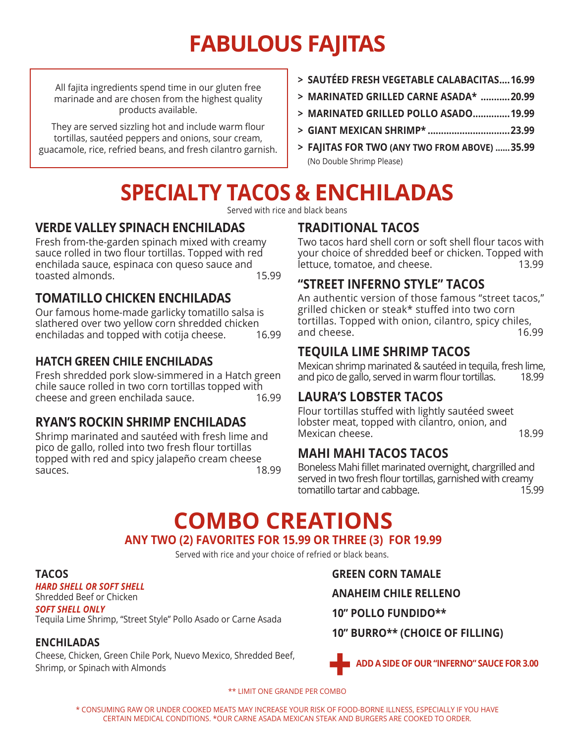# FABULOUS FAJITAS

All fajita ingredients spend time in our gluten free marinade and are chosen from the highest quality products available.

They are served sizzling hot and include warm flour tortillas, sautéed peppers and onions, sour cream, guacamole, rice, refried beans, and fresh cilantro garnish.

- **> SAUTÉED FRESH VEGETABLE CALABACITAS.... 16.99**
- **> MARINATED GRILLED CARNE ASADA* ........... 20.99**
- **> MARINATED GRILLED POLLO ASADO.............. 19.99**
- **> GIANT MEXICAN SHRIMP* ............................... 23.99**
- **> FAJITAS FOR TWO (ANY TWO FROM ABOVE) ...... 35.99**
  (No Double Shrimp Please)

# SPECIALTY TACOS & ENCHILADAS

Served with rice and black beans

### VERDE VALLEY SPINACH ENCHILADAS

Fresh from-the-garden spinach mixed with creamy sauce rolled in two flour tortillas. Topped with red enchilada sauce, espinaca con queso sauce and toasted almonds. 15.99

### TOMATILLO CHICKEN ENCHILADAS

Our famous home-made garlicky tomatillo salsa is slathered over two yellow corn shredded chicken enchiladas and topped with cotija cheese. 16.99

### HATCH GREEN CHILE ENCHILADAS

Fresh shredded pork slow-simmered in a Hatch green chile sauce rolled in two corn tortillas topped with cheese and green enchilada sauce. 16.99

### RYAN'S ROCKIN SHRIMP ENCHILADAS

Shrimp marinated and sautéed with fresh lime and pico de gallo, rolled into two fresh flour tortillas topped with red and spicy jalapeño cream cheese sauces. 18.99

### TRADITIONAL TACOS

Two tacos hard shell corn or soft shell flour tacos with your choice of shredded beef or chicken. Topped with lettuce, tomatoe, and cheese. 13.99

### "STREET INFERNO STYLE" TACOS

An authentic version of those famous "street tacos," grilled chicken or steak* stuffed into two corn tortillas. Topped with onion, cilantro, spicy chiles, and cheese. 16.99

### TEQUILA LIME SHRIMP TACOS

Mexican shrimp marinated & sautéed in tequila, fresh lime, and pico de gallo, served in warm flour tortillas. 18.99

### LAURA'S LOBSTER TACOS

Flour tortillas stuffed with lightly sautéed sweet lobster meat, topped with cilantro, onion, and Mexican cheese. 18.99

### MAHI MAHI TACOS TACOS

Boneless Mahi fillet marinated overnight, chargrilled and served in two fresh flour tortillas, garnished with creamy tomatillo tartar and cabbage. 15.99

# COMBO CREATIONS

## ANY TWO (2) FAVORITES FOR 15.99 OR THREE (3) FOR 19.99

Served with rice and your choice of refried or black beans.

### TACOS

***HARD SHELL OR SOFT SHELL***
Shredded Beef or Chicken

***SOFT SHELL ONLY***
Tequila Lime Shrimp, "Street Style" Pollo Asado or Carne Asada

### ENCHILADAS

Cheese, Chicken, Green Chile Pork, Nuevo Mexico, Shredded Beef, Shrimp, or Spinach with Almonds

**GREEN CORN TAMALE**

**ANAHEIM CHILE RELLENO**

**10" POLLO FUNDIDO****

**10" BURRO** (CHOICE OF FILLING)**

**+ ADD A SIDE OF OUR "INFERNO" SAUCE FOR 3.00**

** LIMIT ONE GRANDE PER COMBO

* CONSUMING RAW OR UNDER COOKED MEATS MAY INCREASE YOUR RISK OF FOOD-BORNE ILLNESS, ESPECIALLY IF YOU HAVE CERTAIN MEDICAL CONDITIONS. *OUR CARNE ASADA MEXICAN STEAK AND BURGERS ARE COOKED TO ORDER.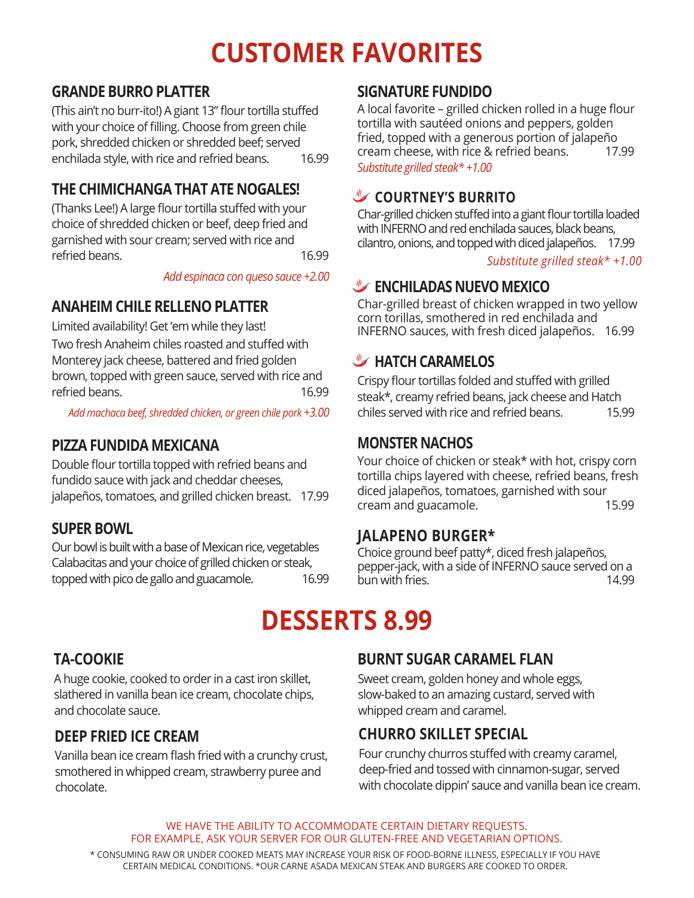# CUSTOMER FAVORITES

## GRANDE BURRO PLATTER

(This ain't no burr-ito!) A giant 13" flour tortilla stuffed with your choice of filling. Choose from green chile pork, shredded chicken or shredded beef; served enchilada style, with rice and refried beans. 16.99

## THE CHIMICHANGA THAT ATE NOGALES!

(Thanks Lee!) A large flour tortilla stuffed with your choice of shredded chicken or beef, deep fried and garnished with sour cream; served with rice and refried beans. 16.99

*Add espinaca con queso sauce +2.00*

## ANAHEIM CHILE RELLENO PLATTER

Limited availability! Get 'em while they last!

Two fresh Anaheim chiles roasted and stuffed with Monterey jack cheese, battered and fried golden brown, topped with green sauce, served with rice and refried beans. 16.99

*Add machaca beef, shredded chicken, or green chile pork +3.00*

## PIZZA FUNDIDA MEXICANA

Double flour tortilla topped with refried beans and fundido sauce with jack and cheddar cheeses, jalapeños, tomatoes, and grilled chicken breast. 17.99

## SUPER BOWL

Our bowl is built with a base of Mexican rice, vegetables Calabacitas and your choice of grilled chicken or steak, topped with pico de gallo and guacamole. 16.99

## SIGNATURE FUNDIDO

A local favorite – grilled chicken rolled in a huge flour tortilla with sautéed onions and peppers, golden fried, topped with a generous portion of jalapeño cream cheese, with rice & refried beans. 17.99

*Substitute grilled steak* +1.00*

## COURTNEY'S BURRITO

Char-grilled chicken stuffed into a giant flour tortilla loaded with INFERNO and red enchilada sauces, black beans, cilantro, onions, and topped with diced jalapeños. 17.99

*Substitute grilled steak* +1.00*

## ENCHILADAS NUEVO MEXICO

Char-grilled breast of chicken wrapped in two yellow corn torillas, smothered in red enchilada and INFERNO sauces, with fresh diced jalapeños. 16.99

## HATCH CARAMELOS

Crispy flour tortillas folded and stuffed with grilled steak*, creamy refried beans, jack cheese and Hatch chiles served with rice and refried beans. 15.99

## MONSTER NACHOS

Your choice of chicken or steak* with hot, crispy corn tortilla chips layered with cheese, refried beans, fresh diced jalapeños, tomatoes, garnished with sour cream and guacamole. 15.99

## JALAPENO BURGER*

Choice ground beef patty*, diced fresh jalapeños, pepper-jack, with a side of INFERNO sauce served on a bun with fries. 14.99

# DESSERTS 8.99

## TA-COOKIE

A huge cookie, cooked to order in a cast iron skillet, slathered in vanilla bean ice cream, chocolate chips, and chocolate sauce.

## DEEP FRIED ICE CREAM

Vanilla bean ice cream flash fried with a crunchy crust, smothered in whipped cream, strawberry puree and chocolate.

## BURNT SUGAR CARAMEL FLAN

Sweet cream, golden honey and whole eggs, slow-baked to an amazing custard, served with whipped cream and caramel.

## CHURRO SKILLET SPECIAL

Four crunchy churros stuffed with creamy caramel, deep-fried and tossed with cinnamon-sugar, served with chocolate dippin' sauce and vanilla bean ice cream.

WE HAVE THE ABILITY TO ACCOMMODATE CERTAIN DIETARY REQUESTS.
FOR EXAMPLE, ASK YOUR SERVER FOR OUR GLUTEN-FREE AND VEGETARIAN OPTIONS.

* CONSUMING RAW OR UNDER COOKED MEATS MAY INCREASE YOUR RISK OF FOOD-BORNE ILLNESS, ESPECIALLY IF YOU HAVE CERTAIN MEDICAL CONDITIONS. *OUR CARNE ASADA MEXICAN STEAK AND BURGERS ARE COOKED TO ORDER.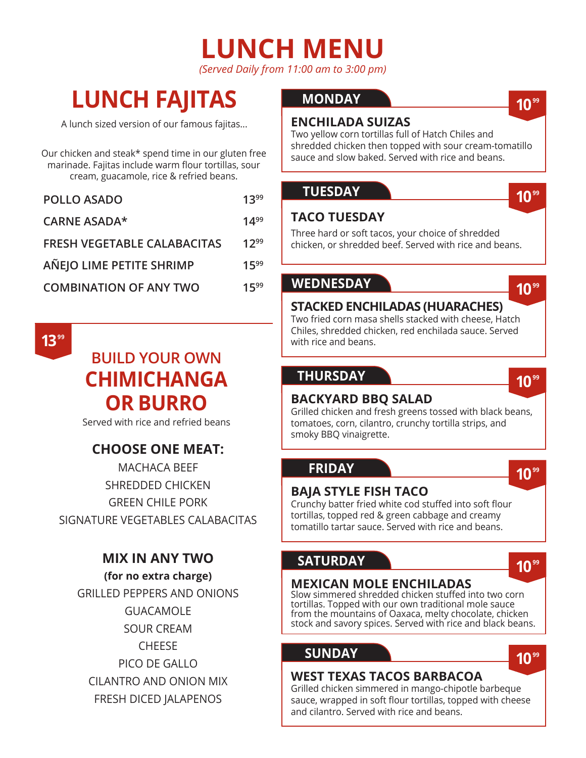# LUNCH MENU

*(Served Daily from 11:00 am to 3:00 pm)*

## LUNCH FAJITAS

A lunch sized version of our famous fajitas...

Our chicken and steak* spend time in our gluten free marinade. Fajitas include warm flour tortillas, sour cream, guacamole, rice & refried beans.

| | |
|---|---|
| POLLO ASADO | 13.99 |
| CARNE ASADA* | 14.99 |
| FRESH VEGETABLE CALABACITAS | 12.99 |
| AÑEJO LIME PETITE SHRIMP | 15.99 |
| COMBINATION OF ANY TWO | 15.99 |

13.99

## BUILD YOUR OWN CHIMICHANGA OR BURRO

Served with rice and refried beans

### CHOOSE ONE MEAT:

MACHACA BEEF
SHREDDED CHICKEN
GREEN CHILE PORK
SIGNATURE VEGETABLES CALABACITAS

### MIX IN ANY TWO

**(for no extra charge)**

GRILLED PEPPERS AND ONIONS
GUACAMOLE
SOUR CREAM
CHEESE
PICO DE GALLO
CILANTRO AND ONION MIX
FRESH DICED JALAPENOS

## MONDAY — 10.99

### ENCHILADA SUIZAS

Two yellow corn tortillas full of Hatch Chiles and shredded chicken then topped with sour cream-tomatillo sauce and slow baked. Served with rice and beans.

## TUESDAY — 10.99

### TACO TUESDAY

Three hard or soft tacos, your choice of shredded chicken, or shredded beef. Served with rice and beans.

## WEDNESDAY — 10.99

### STACKED ENCHILADAS (HUARACHES)

Two fried corn masa shells stacked with cheese, Hatch Chiles, shredded chicken, red enchilada sauce. Served with rice and beans.

## THURSDAY — 10.99

### BACKYARD BBQ SALAD

Grilled chicken and fresh greens tossed with black beans, tomatoes, corn, cilantro, crunchy tortilla strips, and smoky BBQ vinaigrette.

## FRIDAY — 10.99

### BAJA STYLE FISH TACO

Crunchy batter fried white cod stuffed into soft flour tortillas, topped red & green cabbage and creamy tomatillo tartar sauce. Served with rice and beans.

## SATURDAY — 10.99

### MEXICAN MOLE ENCHILADAS

Slow simmered shredded chicken stuffed into two corn tortillas. Topped with our own traditional mole sauce from the mountains of Oaxaca, melty chocolate, chicken stock and savory spices. Served with rice and black beans.

## SUNDAY — 10.99

### WEST TEXAS TACOS BARBACOA

Grilled chicken simmered in mango-chipotle barbeque sauce, wrapped in soft flour tortillas, topped with cheese and cilantro. Served with rice and beans.